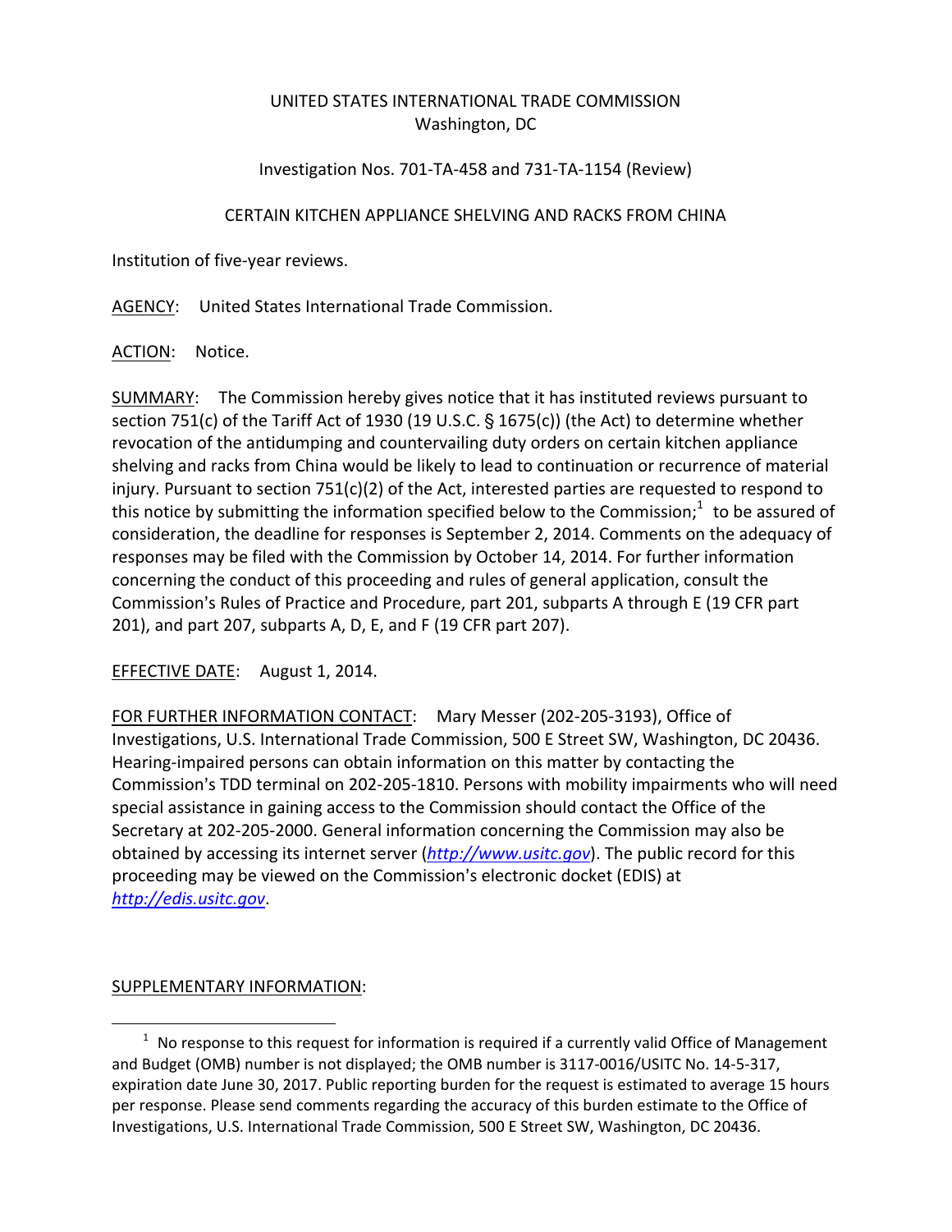UNITED STATES INTERNATIONAL TRADE COMMISSION
Washington, DC

Investigation Nos. 701-TA-458 and 731-TA-1154 (Review)

CERTAIN KITCHEN APPLIANCE SHELVING AND RACKS FROM CHINA

Institution of five-year reviews.

AGENCY: United States International Trade Commission.

ACTION: Notice.

SUMMARY: The Commission hereby gives notice that it has instituted reviews pursuant to section 751(c) of the Tariff Act of 1930 (19 U.S.C. § 1675(c)) (the Act) to determine whether revocation of the antidumping and countervailing duty orders on certain kitchen appliance shelving and racks from China would be likely to lead to continuation or recurrence of material injury. Pursuant to section 751(c)(2) of the Act, interested parties are requested to respond to this notice by submitting the information specified below to the Commission;[1] to be assured of consideration, the deadline for responses is September 2, 2014. Comments on the adequacy of responses may be filed with the Commission by October 14, 2014. For further information concerning the conduct of this proceeding and rules of general application, consult the Commission's Rules of Practice and Procedure, part 201, subparts A through E (19 CFR part 201), and part 207, subparts A, D, E, and F (19 CFR part 207).

EFFECTIVE DATE: August 1, 2014.

FOR FURTHER INFORMATION CONTACT: Mary Messer (202-205-3193), Office of Investigations, U.S. International Trade Commission, 500 E Street SW, Washington, DC 20436. Hearing-impaired persons can obtain information on this matter by contacting the Commission's TDD terminal on 202-205-1810. Persons with mobility impairments who will need special assistance in gaining access to the Commission should contact the Office of the Secretary at 202-205-2000. General information concerning the Commission may also be obtained by accessing its internet server (*http://www.usitc.gov*). The public record for this proceeding may be viewed on the Commission's electronic docket (EDIS) at *http://edis.usitc.gov*.

SUPPLEMENTARY INFORMATION:

[1] No response to this request for information is required if a currently valid Office of Management and Budget (OMB) number is not displayed; the OMB number is 3117-0016/USITC No. 14-5-317, expiration date June 30, 2017. Public reporting burden for the request is estimated to average 15 hours per response. Please send comments regarding the accuracy of this burden estimate to the Office of Investigations, U.S. International Trade Commission, 500 E Street SW, Washington, DC 20436.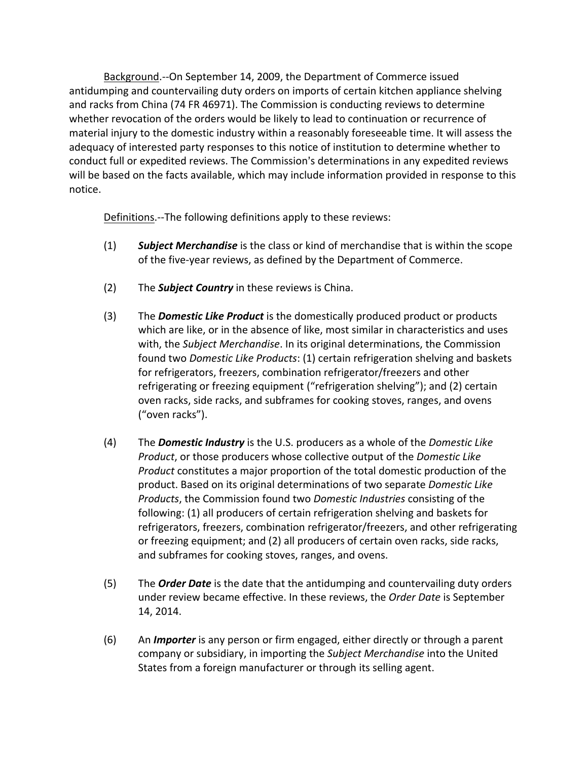Background.--On September 14, 2009, the Department of Commerce issued antidumping and countervailing duty orders on imports of certain kitchen appliance shelving and racks from China (74 FR 46971). The Commission is conducting reviews to determine whether revocation of the orders would be likely to lead to continuation or recurrence of material injury to the domestic industry within a reasonably foreseeable time. It will assess the adequacy of interested party responses to this notice of institution to determine whether to conduct full or expedited reviews. The Commission's determinations in any expedited reviews will be based on the facts available, which may include information provided in response to this notice.

Definitions.--The following definitions apply to these reviews:

(1) ***Subject Merchandise*** is the class or kind of merchandise that is within the scope of the five-year reviews, as defined by the Department of Commerce.

(2) The ***Subject Country*** in these reviews is China.

(3) The ***Domestic Like Product*** is the domestically produced product or products which are like, or in the absence of like, most similar in characteristics and uses with, the *Subject Merchandise*. In its original determinations, the Commission found two *Domestic Like Products*: (1) certain refrigeration shelving and baskets for refrigerators, freezers, combination refrigerator/freezers and other refrigerating or freezing equipment ("refrigeration shelving"); and (2) certain oven racks, side racks, and subframes for cooking stoves, ranges, and ovens ("oven racks").

(4) The ***Domestic Industry*** is the U.S. producers as a whole of the *Domestic Like Product*, or those producers whose collective output of the *Domestic Like Product* constitutes a major proportion of the total domestic production of the product. Based on its original determinations of two separate *Domestic Like Products*, the Commission found two *Domestic Industries* consisting of the following: (1) all producers of certain refrigeration shelving and baskets for refrigerators, freezers, combination refrigerator/freezers, and other refrigerating or freezing equipment; and (2) all producers of certain oven racks, side racks, and subframes for cooking stoves, ranges, and ovens.

(5) The ***Order Date*** is the date that the antidumping and countervailing duty orders under review became effective. In these reviews, the *Order Date* is September 14, 2014.

(6) An ***Importer*** is any person or firm engaged, either directly or through a parent company or subsidiary, in importing the *Subject Merchandise* into the United States from a foreign manufacturer or through its selling agent.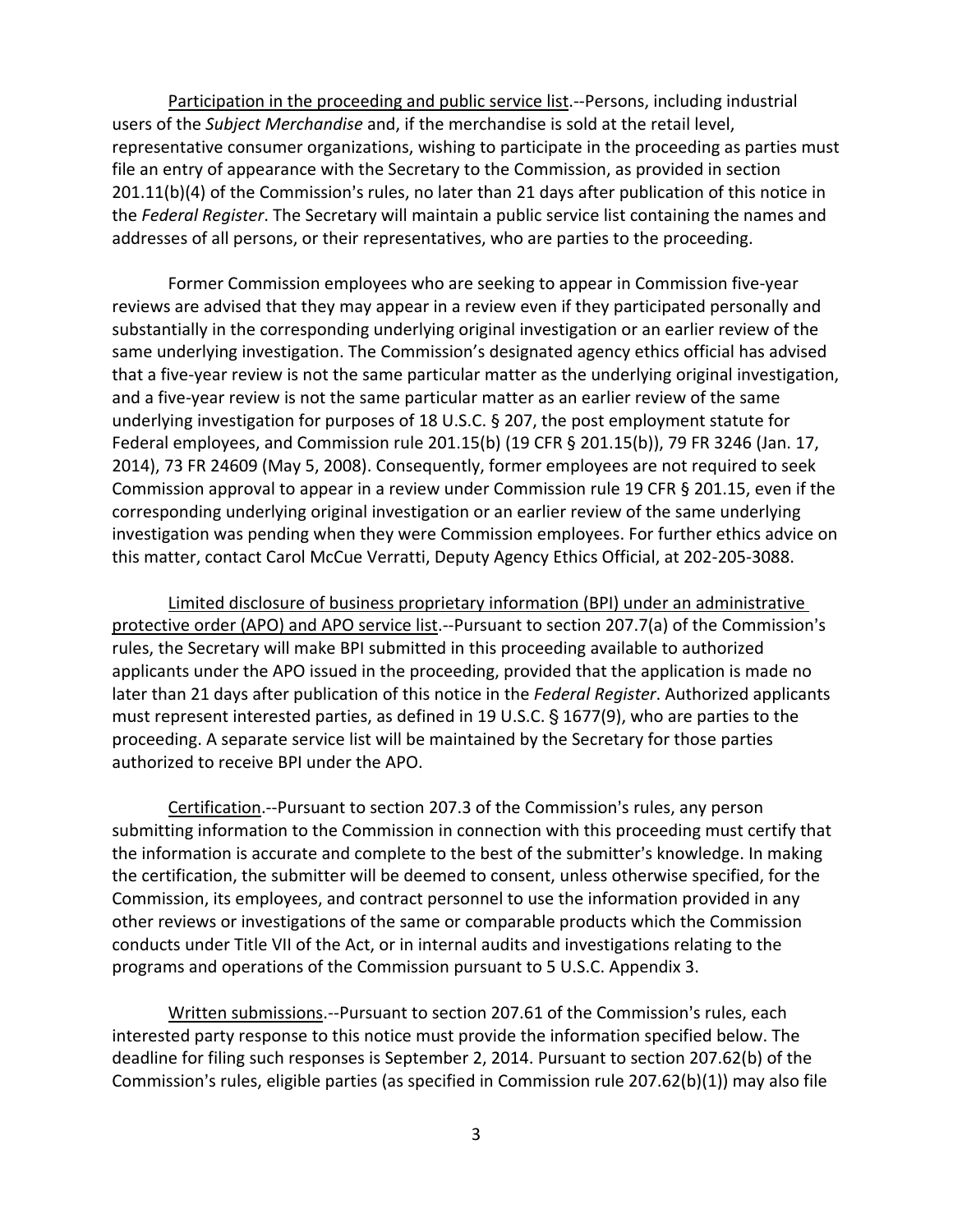Participation in the proceeding and public service list.--Persons, including industrial users of the *Subject Merchandise* and, if the merchandise is sold at the retail level, representative consumer organizations, wishing to participate in the proceeding as parties must file an entry of appearance with the Secretary to the Commission, as provided in section 201.11(b)(4) of the Commission's rules, no later than 21 days after publication of this notice in the *Federal Register*. The Secretary will maintain a public service list containing the names and addresses of all persons, or their representatives, who are parties to the proceeding.

Former Commission employees who are seeking to appear in Commission five-year reviews are advised that they may appear in a review even if they participated personally and substantially in the corresponding underlying original investigation or an earlier review of the same underlying investigation. The Commission's designated agency ethics official has advised that a five-year review is not the same particular matter as the underlying original investigation, and a five-year review is not the same particular matter as an earlier review of the same underlying investigation for purposes of 18 U.S.C. § 207, the post employment statute for Federal employees, and Commission rule 201.15(b) (19 CFR § 201.15(b)), 79 FR 3246 (Jan. 17, 2014), 73 FR 24609 (May 5, 2008). Consequently, former employees are not required to seek Commission approval to appear in a review under Commission rule 19 CFR § 201.15, even if the corresponding underlying original investigation or an earlier review of the same underlying investigation was pending when they were Commission employees. For further ethics advice on this matter, contact Carol McCue Verratti, Deputy Agency Ethics Official, at 202-205-3088.

Limited disclosure of business proprietary information (BPI) under an administrative protective order (APO) and APO service list.--Pursuant to section 207.7(a) of the Commission's rules, the Secretary will make BPI submitted in this proceeding available to authorized applicants under the APO issued in the proceeding, provided that the application is made no later than 21 days after publication of this notice in the *Federal Register*. Authorized applicants must represent interested parties, as defined in 19 U.S.C. § 1677(9), who are parties to the proceeding. A separate service list will be maintained by the Secretary for those parties authorized to receive BPI under the APO.

Certification.--Pursuant to section 207.3 of the Commission's rules, any person submitting information to the Commission in connection with this proceeding must certify that the information is accurate and complete to the best of the submitter's knowledge. In making the certification, the submitter will be deemed to consent, unless otherwise specified, for the Commission, its employees, and contract personnel to use the information provided in any other reviews or investigations of the same or comparable products which the Commission conducts under Title VII of the Act, or in internal audits and investigations relating to the programs and operations of the Commission pursuant to 5 U.S.C. Appendix 3.

Written submissions.--Pursuant to section 207.61 of the Commission's rules, each interested party response to this notice must provide the information specified below. The deadline for filing such responses is September 2, 2014. Pursuant to section 207.62(b) of the Commission's rules, eligible parties (as specified in Commission rule 207.62(b)(1)) may also file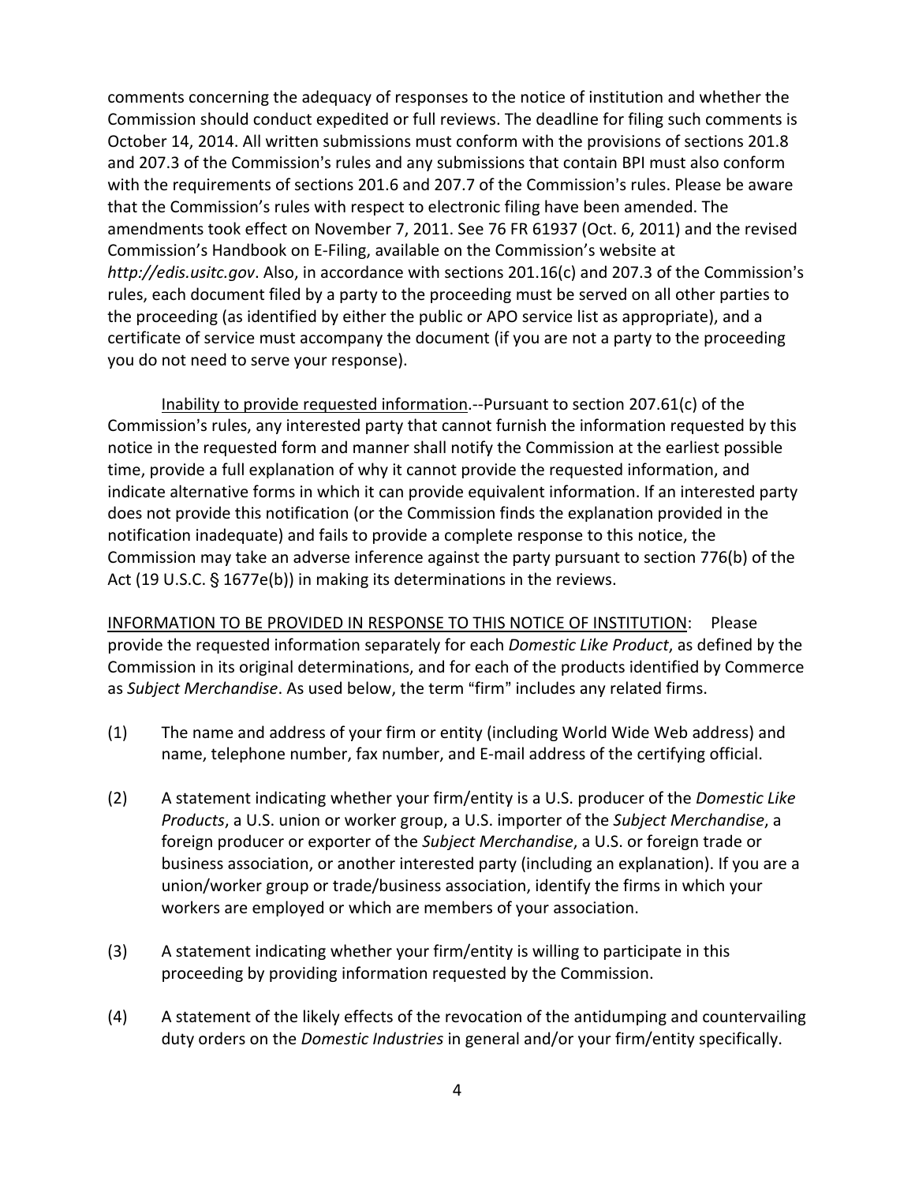comments concerning the adequacy of responses to the notice of institution and whether the Commission should conduct expedited or full reviews. The deadline for filing such comments is October 14, 2014. All written submissions must conform with the provisions of sections 201.8 and 207.3 of the Commission's rules and any submissions that contain BPI must also conform with the requirements of sections 201.6 and 207.7 of the Commission's rules. Please be aware that the Commission's rules with respect to electronic filing have been amended. The amendments took effect on November 7, 2011. See 76 FR 61937 (Oct. 6, 2011) and the revised Commission's Handbook on E-Filing, available on the Commission's website at *http://edis.usitc.gov*. Also, in accordance with sections 201.16(c) and 207.3 of the Commission's rules, each document filed by a party to the proceeding must be served on all other parties to the proceeding (as identified by either the public or APO service list as appropriate), and a certificate of service must accompany the document (if you are not a party to the proceeding you do not need to serve your response).

Inability to provide requested information.--Pursuant to section 207.61(c) of the Commission's rules, any interested party that cannot furnish the information requested by this notice in the requested form and manner shall notify the Commission at the earliest possible time, provide a full explanation of why it cannot provide the requested information, and indicate alternative forms in which it can provide equivalent information. If an interested party does not provide this notification (or the Commission finds the explanation provided in the notification inadequate) and fails to provide a complete response to this notice, the Commission may take an adverse inference against the party pursuant to section 776(b) of the Act (19 U.S.C. § 1677e(b)) in making its determinations in the reviews.

INFORMATION TO BE PROVIDED IN RESPONSE TO THIS NOTICE OF INSTITUTION: Please provide the requested information separately for each *Domestic Like Product*, as defined by the Commission in its original determinations, and for each of the products identified by Commerce as *Subject Merchandise*. As used below, the term "firm" includes any related firms.

(1) The name and address of your firm or entity (including World Wide Web address) and name, telephone number, fax number, and E-mail address of the certifying official.

(2) A statement indicating whether your firm/entity is a U.S. producer of the *Domestic Like Products*, a U.S. union or worker group, a U.S. importer of the *Subject Merchandise*, a foreign producer or exporter of the *Subject Merchandise*, a U.S. or foreign trade or business association, or another interested party (including an explanation). If you are a union/worker group or trade/business association, identify the firms in which your workers are employed or which are members of your association.

(3) A statement indicating whether your firm/entity is willing to participate in this proceeding by providing information requested by the Commission.

(4) A statement of the likely effects of the revocation of the antidumping and countervailing duty orders on the *Domestic Industries* in general and/or your firm/entity specifically.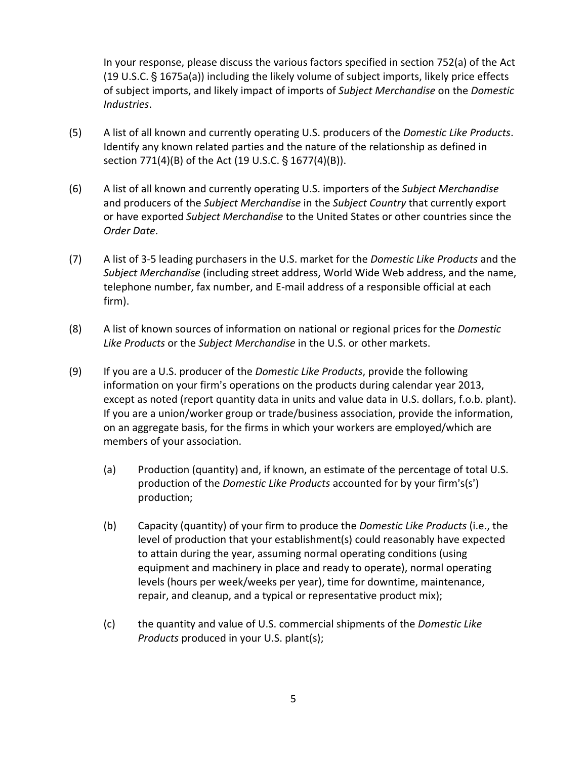In your response, please discuss the various factors specified in section 752(a) of the Act (19 U.S.C. § 1675a(a)) including the likely volume of subject imports, likely price effects of subject imports, and likely impact of imports of *Subject Merchandise* on the *Domestic Industries*.

(5) A list of all known and currently operating U.S. producers of the *Domestic Like Products*. Identify any known related parties and the nature of the relationship as defined in section 771(4)(B) of the Act (19 U.S.C. § 1677(4)(B)).

(6) A list of all known and currently operating U.S. importers of the *Subject Merchandise* and producers of the *Subject Merchandise* in the *Subject Country* that currently export or have exported *Subject Merchandise* to the United States or other countries since the *Order Date*.

(7) A list of 3-5 leading purchasers in the U.S. market for the *Domestic Like Products* and the *Subject Merchandise* (including street address, World Wide Web address, and the name, telephone number, fax number, and E-mail address of a responsible official at each firm).

(8) A list of known sources of information on national or regional prices for the *Domestic Like Products* or the *Subject Merchandise* in the U.S. or other markets.

(9) If you are a U.S. producer of the *Domestic Like Products*, provide the following information on your firm's operations on the products during calendar year 2013, except as noted (report quantity data in units and value data in U.S. dollars, f.o.b. plant). If you are a union/worker group or trade/business association, provide the information, on an aggregate basis, for the firms in which your workers are employed/which are members of your association.

   (a) Production (quantity) and, if known, an estimate of the percentage of total U.S. production of the *Domestic Like Products* accounted for by your firm's(s') production;

   (b) Capacity (quantity) of your firm to produce the *Domestic Like Products* (i.e., the level of production that your establishment(s) could reasonably have expected to attain during the year, assuming normal operating conditions (using equipment and machinery in place and ready to operate), normal operating levels (hours per week/weeks per year), time for downtime, maintenance, repair, and cleanup, and a typical or representative product mix);

   (c) the quantity and value of U.S. commercial shipments of the *Domestic Like Products* produced in your U.S. plant(s);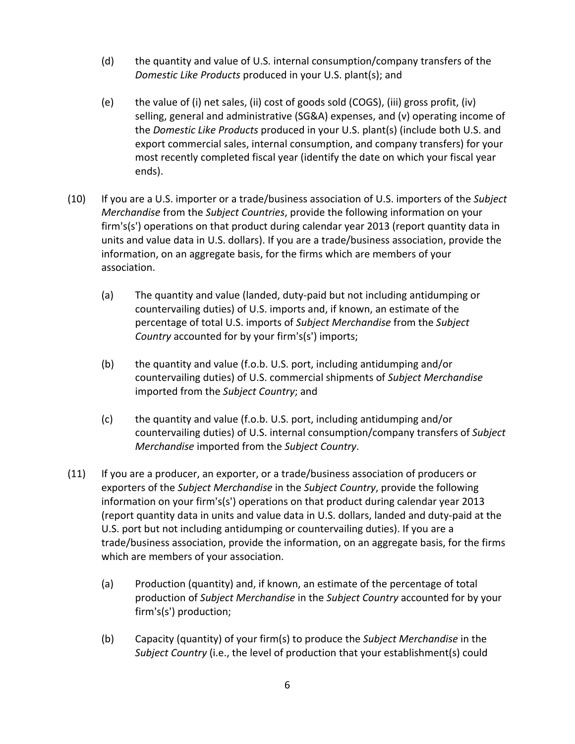(d) the quantity and value of U.S. internal consumption/company transfers of the *Domestic Like Products* produced in your U.S. plant(s); and

(e) the value of (i) net sales, (ii) cost of goods sold (COGS), (iii) gross profit, (iv) selling, general and administrative (SG&A) expenses, and (v) operating income of the *Domestic Like Products* produced in your U.S. plant(s) (include both U.S. and export commercial sales, internal consumption, and company transfers) for your most recently completed fiscal year (identify the date on which your fiscal year ends).

(10) If you are a U.S. importer or a trade/business association of U.S. importers of the *Subject Merchandise* from the *Subject Countries*, provide the following information on your firm's(s') operations on that product during calendar year 2013 (report quantity data in units and value data in U.S. dollars). If you are a trade/business association, provide the information, on an aggregate basis, for the firms which are members of your association.

(a) The quantity and value (landed, duty-paid but not including antidumping or countervailing duties) of U.S. imports and, if known, an estimate of the percentage of total U.S. imports of *Subject Merchandise* from the *Subject Country* accounted for by your firm's(s') imports;

(b) the quantity and value (f.o.b. U.S. port, including antidumping and/or countervailing duties) of U.S. commercial shipments of *Subject Merchandise* imported from the *Subject Country*; and

(c) the quantity and value (f.o.b. U.S. port, including antidumping and/or countervailing duties) of U.S. internal consumption/company transfers of *Subject Merchandise* imported from the *Subject Country*.

(11) If you are a producer, an exporter, or a trade/business association of producers or exporters of the *Subject Merchandise* in the *Subject Country*, provide the following information on your firm's(s') operations on that product during calendar year 2013 (report quantity data in units and value data in U.S. dollars, landed and duty-paid at the U.S. port but not including antidumping or countervailing duties). If you are a trade/business association, provide the information, on an aggregate basis, for the firms which are members of your association.

(a) Production (quantity) and, if known, an estimate of the percentage of total production of *Subject Merchandise* in the *Subject Country* accounted for by your firm's(s') production;

(b) Capacity (quantity) of your firm(s) to produce the *Subject Merchandise* in the *Subject Country* (i.e., the level of production that your establishment(s) could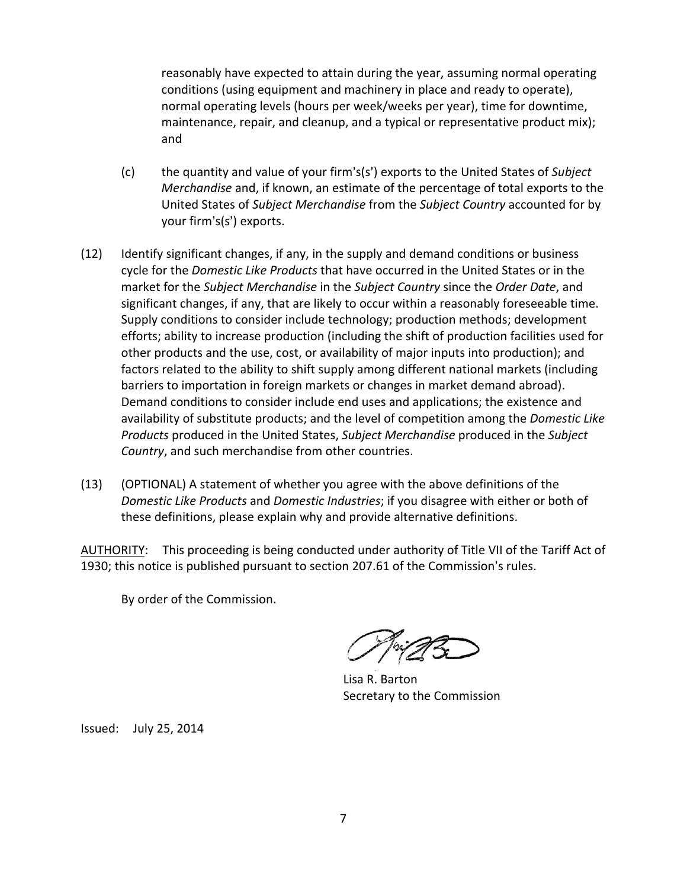reasonably have expected to attain during the year, assuming normal operating conditions (using equipment and machinery in place and ready to operate), normal operating levels (hours per week/weeks per year), time for downtime, maintenance, repair, and cleanup, and a typical or representative product mix); and

(c) the quantity and value of your firm's(s') exports to the United States of *Subject Merchandise* and, if known, an estimate of the percentage of total exports to the United States of *Subject Merchandise* from the *Subject Country* accounted for by your firm's(s') exports.

(12) Identify significant changes, if any, in the supply and demand conditions or business cycle for the *Domestic Like Products* that have occurred in the United States or in the market for the *Subject Merchandise* in the *Subject Country* since the *Order Date*, and significant changes, if any, that are likely to occur within a reasonably foreseeable time. Supply conditions to consider include technology; production methods; development efforts; ability to increase production (including the shift of production facilities used for other products and the use, cost, or availability of major inputs into production); and factors related to the ability to shift supply among different national markets (including barriers to importation in foreign markets or changes in market demand abroad). Demand conditions to consider include end uses and applications; the existence and availability of substitute products; and the level of competition among the *Domestic Like Products* produced in the United States, *Subject Merchandise* produced in the *Subject Country*, and such merchandise from other countries.

(13) (OPTIONAL) A statement of whether you agree with the above definitions of the *Domestic Like Products* and *Domestic Industries*; if you disagree with either or both of these definitions, please explain why and provide alternative definitions.

AUTHORITY: This proceeding is being conducted under authority of Title VII of the Tariff Act of 1930; this notice is published pursuant to section 207.61 of the Commission's rules.

By order of the Commission.

Lisa R. Barton
Secretary to the Commission

Issued: July 25, 2014